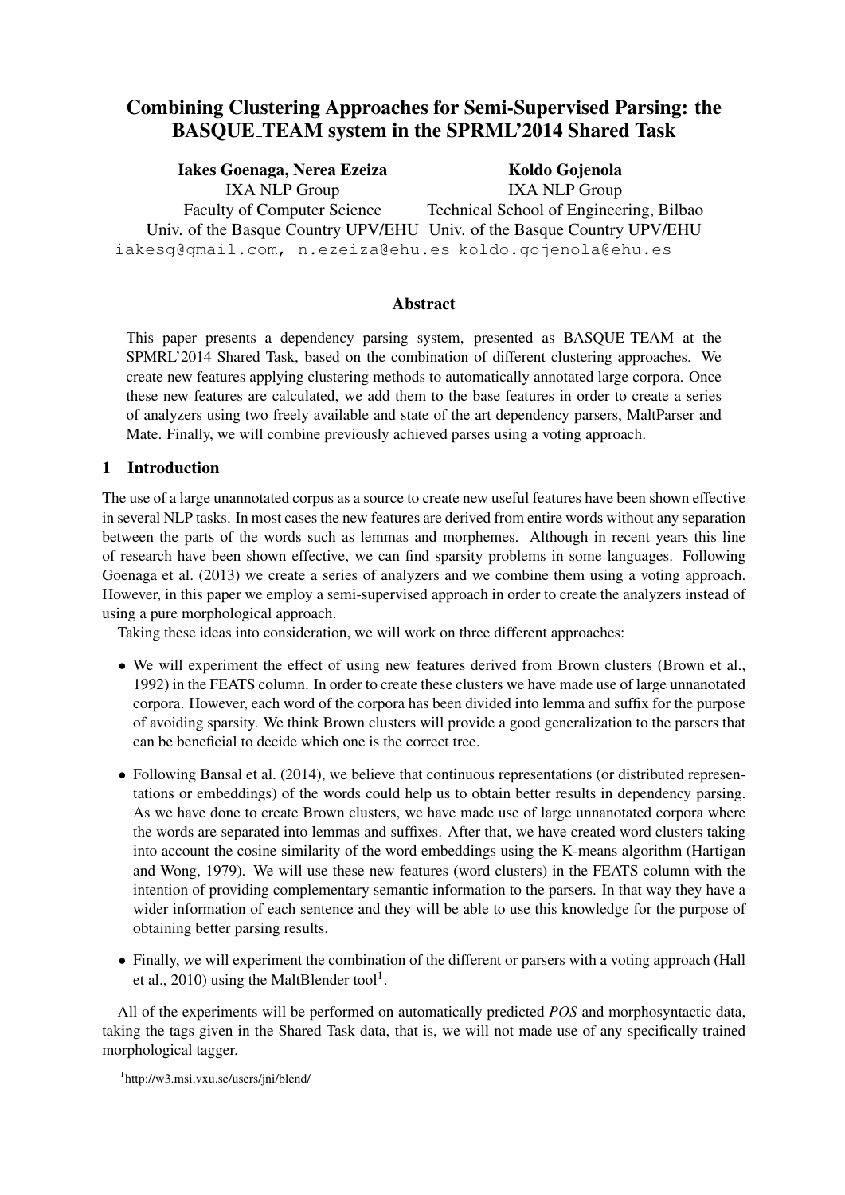# Combining Clustering Approaches for Semi-Supervised Parsing: the BASQUE_TEAM system in the SPRML'2014 Shared Task

**Iakes Goenaga, Nerea Ezeiza**
IXA NLP Group
Faculty of Computer Science
Univ. of the Basque Country UPV/EHU

**Koldo Gojenola**
IXA NLP Group
Technical School of Engineering, Bilbao
Univ. of the Basque Country UPV/EHU

iakesg@gmail.com, n.ezeiza@ehu.es koldo.gojenola@ehu.es

## Abstract

This paper presents a dependency parsing system, presented as BASQUE_TEAM at the SPMRL'2014 Shared Task, based on the combination of different clustering approaches. We create new features applying clustering methods to automatically annotated large corpora. Once these new features are calculated, we add them to the base features in order to create a series of analyzers using two freely available and state of the art dependency parsers, MaltParser and Mate. Finally, we will combine previously achieved parses using a voting approach.

## 1 Introduction

The use of a large unannotated corpus as a source to create new useful features have been shown effective in several NLP tasks. In most cases the new features are derived from entire words without any separation between the parts of the words such as lemmas and morphemes. Although in recent years this line of research have been shown effective, we can find sparsity problems in some languages. Following Goenaga et al. (2013) we create a series of analyzers and we combine them using a voting approach. However, in this paper we employ a semi-supervised approach in order to create the analyzers instead of using a pure morphological approach.

Taking these ideas into consideration, we will work on three different approaches:

- We will experiment the effect of using new features derived from Brown clusters (Brown et al., 1992) in the FEATS column. In order to create these clusters we have made use of large unnanotated corpora. However, each word of the corpora has been divided into lemma and suffix for the purpose of avoiding sparsity. We think Brown clusters will provide a good generalization to the parsers that can be beneficial to decide which one is the correct tree.
- Following Bansal et al. (2014), we believe that continuous representations (or distributed representations or embeddings) of the words could help us to obtain better results in dependency parsing. As we have done to create Brown clusters, we have made use of large unnanotated corpora where the words are separated into lemmas and suffixes. After that, we have created word clusters taking into account the cosine similarity of the word embeddings using the K-means algorithm (Hartigan and Wong, 1979). We will use these new features (word clusters) in the FEATS column with the intention of providing complementary semantic information to the parsers. In that way they have a wider information of each sentence and they will be able to use this knowledge for the purpose of obtaining better parsing results.
- Finally, we will experiment the combination of the different or parsers with a voting approach (Hall et al., 2010) using the MaltBlender tool[1].

All of the experiments will be performed on automatically predicted *POS* and morphosyntactic data, taking the tags given in the Shared Task data, that is, we will not made use of any specifically trained morphological tagger.

[1] http://w3.msi.vxu.se/users/jni/blend/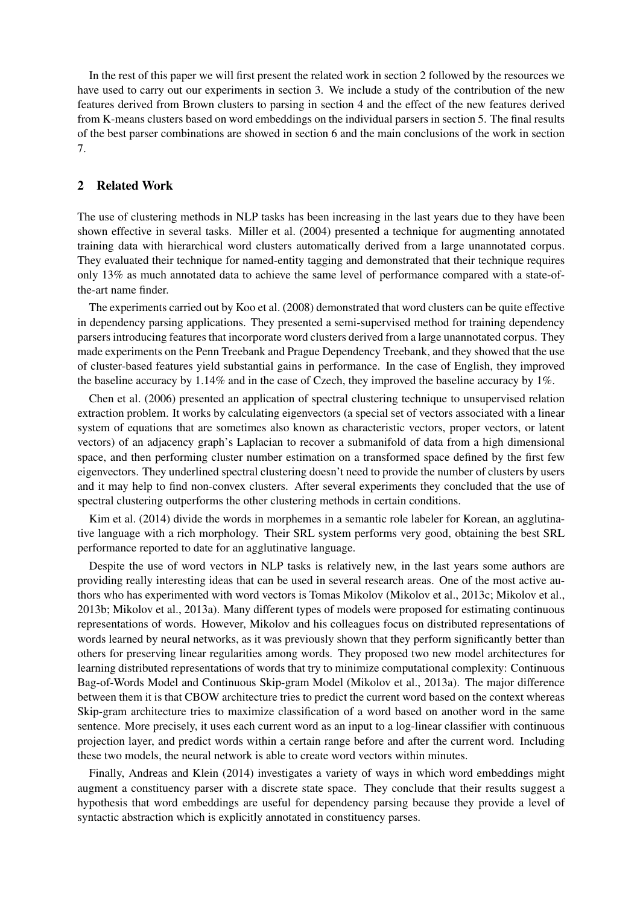In the rest of this paper we will first present the related work in section 2 followed by the resources we have used to carry out our experiments in section 3. We include a study of the contribution of the new features derived from Brown clusters to parsing in section 4 and the effect of the new features derived from K-means clusters based on word embeddings on the individual parsers in section 5. The final results of the best parser combinations are showed in section 6 and the main conclusions of the work in section 7.

## 2 Related Work

The use of clustering methods in NLP tasks has been increasing in the last years due to they have been shown effective in several tasks. Miller et al. (2004) presented a technique for augmenting annotated training data with hierarchical word clusters automatically derived from a large unannotated corpus. They evaluated their technique for named-entity tagging and demonstrated that their technique requires only 13% as much annotated data to achieve the same level of performance compared with a state-of-the-art name finder.

The experiments carried out by Koo et al. (2008) demonstrated that word clusters can be quite effective in dependency parsing applications. They presented a semi-supervised method for training dependency parsers introducing features that incorporate word clusters derived from a large unannotated corpus. They made experiments on the Penn Treebank and Prague Dependency Treebank, and they showed that the use of cluster-based features yield substantial gains in performance. In the case of English, they improved the baseline accuracy by 1.14% and in the case of Czech, they improved the baseline accuracy by 1%.

Chen et al. (2006) presented an application of spectral clustering technique to unsupervised relation extraction problem. It works by calculating eigenvectors (a special set of vectors associated with a linear system of equations that are sometimes also known as characteristic vectors, proper vectors, or latent vectors) of an adjacency graph's Laplacian to recover a submanifold of data from a high dimensional space, and then performing cluster number estimation on a transformed space defined by the first few eigenvectors. They underlined spectral clustering doesn't need to provide the number of clusters by users and it may help to find non-convex clusters. After several experiments they concluded that the use of spectral clustering outperforms the other clustering methods in certain conditions.

Kim et al. (2014) divide the words in morphemes in a semantic role labeler for Korean, an agglutinative language with a rich morphology. Their SRL system performs very good, obtaining the best SRL performance reported to date for an agglutinative language.

Despite the use of word vectors in NLP tasks is relatively new, in the last years some authors are providing really interesting ideas that can be used in several research areas. One of the most active authors who has experimented with word vectors is Tomas Mikolov (Mikolov et al., 2013c; Mikolov et al., 2013b; Mikolov et al., 2013a). Many different types of models were proposed for estimating continuous representations of words. However, Mikolov and his colleagues focus on distributed representations of words learned by neural networks, as it was previously shown that they perform significantly better than others for preserving linear regularities among words. They proposed two new model architectures for learning distributed representations of words that try to minimize computational complexity: Continuous Bag-of-Words Model and Continuous Skip-gram Model (Mikolov et al., 2013a). The major difference between them it is that CBOW architecture tries to predict the current word based on the context whereas Skip-gram architecture tries to maximize classification of a word based on another word in the same sentence. More precisely, it uses each current word as an input to a log-linear classifier with continuous projection layer, and predict words within a certain range before and after the current word. Including these two models, the neural network is able to create word vectors within minutes.

Finally, Andreas and Klein (2014) investigates a variety of ways in which word embeddings might augment a constituency parser with a discrete state space. They conclude that their results suggest a hypothesis that word embeddings are useful for dependency parsing because they provide a level of syntactic abstraction which is explicitly annotated in constituency parses.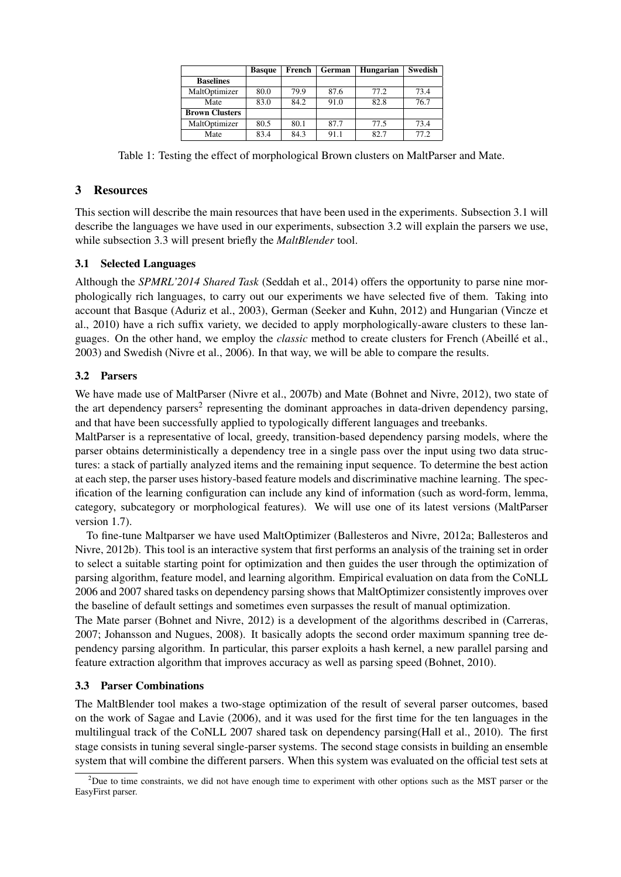| | **Basque** | **French** | **German** | **Hungarian** | **Swedish** |
|---|---|---|---|---|---|
| **Baselines** | | | | | |
| MaltOptimizer | 80.0 | 79.9 | 87.6 | 77.2 | 73.4 |
| Mate | 83.0 | 84.2 | 91.0 | 82.8 | 76.7 |
| **Brown Clusters** | | | | | |
| MaltOptimizer | 80.5 | 80.1 | 87.7 | 77.5 | 73.4 |
| Mate | 83.4 | 84.3 | 91.1 | 82.7 | 77.2 |

Table 1: Testing the effect of morphological Brown clusters on MaltParser and Mate.

## 3 Resources

This section will describe the main resources that have been used in the experiments. Subsection 3.1 will describe the languages we have used in our experiments, subsection 3.2 will explain the parsers we use, while subsection 3.3 will present briefly the *MaltBlender* tool.

### 3.1 Selected Languages

Although the *SPMRL'2014 Shared Task* (Seddah et al., 2014) offers the opportunity to parse nine morphologically rich languages, to carry out our experiments we have selected five of them. Taking into account that Basque (Aduriz et al., 2003), German (Seeker and Kuhn, 2012) and Hungarian (Vincze et al., 2010) have a rich suffix variety, we decided to apply morphologically-aware clusters to these languages. On the other hand, we employ the *classic* method to create clusters for French (Abeillé et al., 2003) and Swedish (Nivre et al., 2006). In that way, we will be able to compare the results.

### 3.2 Parsers

We have made use of MaltParser (Nivre et al., 2007b) and Mate (Bohnet and Nivre, 2012), two state of the art dependency parsers[2] representing the dominant approaches in data-driven dependency parsing, and that have been successfully applied to typologically different languages and treebanks.

MaltParser is a representative of local, greedy, transition-based dependency parsing models, where the parser obtains deterministically a dependency tree in a single pass over the input using two data structures: a stack of partially analyzed items and the remaining input sequence. To determine the best action at each step, the parser uses history-based feature models and discriminative machine learning. The specification of the learning configuration can include any kind of information (such as word-form, lemma, category, subcategory or morphological features). We will use one of its latest versions (MaltParser version 1.7).

To fine-tune Maltparser we have used MaltOptimizer (Ballesteros and Nivre, 2012a; Ballesteros and Nivre, 2012b). This tool is an interactive system that first performs an analysis of the training set in order to select a suitable starting point for optimization and then guides the user through the optimization of parsing algorithm, feature model, and learning algorithm. Empirical evaluation on data from the CoNLL 2006 and 2007 shared tasks on dependency parsing shows that MaltOptimizer consistently improves over the baseline of default settings and sometimes even surpasses the result of manual optimization.

The Mate parser (Bohnet and Nivre, 2012) is a development of the algorithms described in (Carreras, 2007; Johansson and Nugues, 2008). It basically adopts the second order maximum spanning tree dependency parsing algorithm. In particular, this parser exploits a hash kernel, a new parallel parsing and feature extraction algorithm that improves accuracy as well as parsing speed (Bohnet, 2010).

### 3.3 Parser Combinations

The MaltBlender tool makes a two-stage optimization of the result of several parser outcomes, based on the work of Sagae and Lavie (2006), and it was used for the first time for the ten languages in the multilingual track of the CoNLL 2007 shared task on dependency parsing(Hall et al., 2010). The first stage consists in tuning several single-parser systems. The second stage consists in building an ensemble system that will combine the different parsers. When this system was evaluated on the official test sets at

[2]Due to time constraints, we did not have enough time to experiment with other options such as the MST parser or the EasyFirst parser.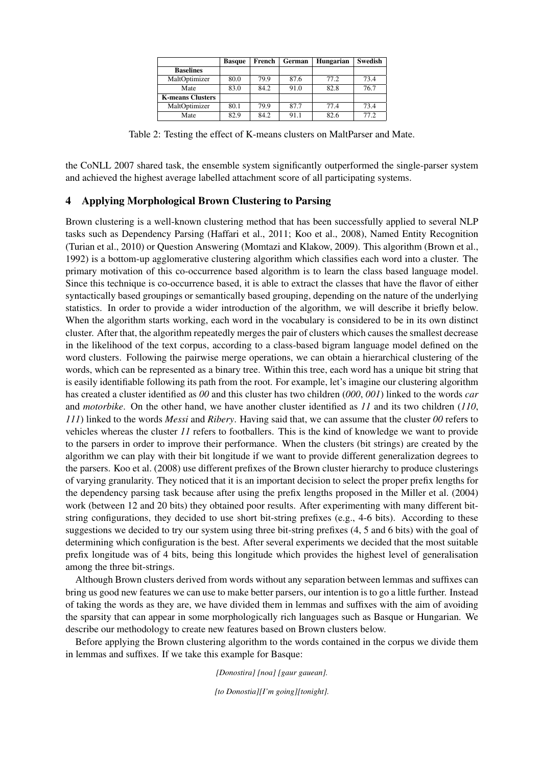| | Basque | French | German | Hungarian | Swedish |
|---|---|---|---|---|---|
| **Baselines** | | | | | |
| MaltOptimizer | 80.0 | 79.9 | 87.6 | 77.2 | 73.4 |
| Mate | 83.0 | 84.2 | 91.0 | 82.8 | 76.7 |
| **K-means Clusters** | | | | | |
| MaltOptimizer | 80.1 | 79.9 | 87.7 | 77.4 | 73.4 |
| Mate | 82.9 | 84.2 | 91.1 | 82.6 | 77.2 |

Table 2: Testing the effect of K-means clusters on MaltParser and Mate.

the CoNLL 2007 shared task, the ensemble system significantly outperformed the single-parser system and achieved the highest average labelled attachment score of all participating systems.

## 4 Applying Morphological Brown Clustering to Parsing

Brown clustering is a well-known clustering method that has been successfully applied to several NLP tasks such as Dependency Parsing (Haffari et al., 2011; Koo et al., 2008), Named Entity Recognition (Turian et al., 2010) or Question Answering (Momtazi and Klakow, 2009). This algorithm (Brown et al., 1992) is a bottom-up agglomerative clustering algorithm which classifies each word into a cluster. The primary motivation of this co-occurrence based algorithm is to learn the class based language model. Since this technique is co-occurrence based, it is able to extract the classes that have the flavor of either syntactically based groupings or semantically based grouping, depending on the nature of the underlying statistics. In order to provide a wider introduction of the algorithm, we will describe it briefly below. When the algorithm starts working, each word in the vocabulary is considered to be in its own distinct cluster. After that, the algorithm repeatedly merges the pair of clusters which causes the smallest decrease in the likelihood of the text corpus, according to a class-based bigram language model defined on the word clusters. Following the pairwise merge operations, we can obtain a hierarchical clustering of the words, which can be represented as a binary tree. Within this tree, each word has a unique bit string that is easily identifiable following its path from the root. For example, let's imagine our clustering algorithm has created a cluster identified as *00* and this cluster has two children (*000*, *001*) linked to the words *car* and *motorbike*. On the other hand, we have another cluster identified as *11* and its two children (*110*, *111*) linked to the words *Messi* and *Ribery*. Having said that, we can assume that the cluster *00* refers to vehicles whereas the cluster *11* refers to footballers. This is the kind of knowledge we want to provide to the parsers in order to improve their performance. When the clusters (bit strings) are created by the algorithm we can play with their bit longitude if we want to provide different generalization degrees to the parsers. Koo et al. (2008) use different prefixes of the Brown cluster hierarchy to produce clusterings of varying granularity. They noticed that it is an important decision to select the proper prefix lengths for the dependency parsing task because after using the prefix lengths proposed in the Miller et al. (2004) work (between 12 and 20 bits) they obtained poor results. After experimenting with many different bit-string configurations, they decided to use short bit-string prefixes (e.g., 4-6 bits). According to these suggestions we decided to try our system using three bit-string prefixes (4, 5 and 6 bits) with the goal of determining which configuration is the best. After several experiments we decided that the most suitable prefix longitude was of 4 bits, being this longitude which provides the highest level of generalisation among the three bit-strings.

Although Brown clusters derived from words without any separation between lemmas and suffixes can bring us good new features we can use to make better parsers, our intention is to go a little further. Instead of taking the words as they are, we have divided them in lemmas and suffixes with the aim of avoiding the sparsity that can appear in some morphologically rich languages such as Basque or Hungarian. We describe our methodology to create new features based on Brown clusters below.

Before applying the Brown clustering algorithm to the words contained in the corpus we divide them in lemmas and suffixes. If we take this example for Basque:

*[Donostira] [noa] [gaur gauean].*

*[to Donostia][I'm going][tonight].*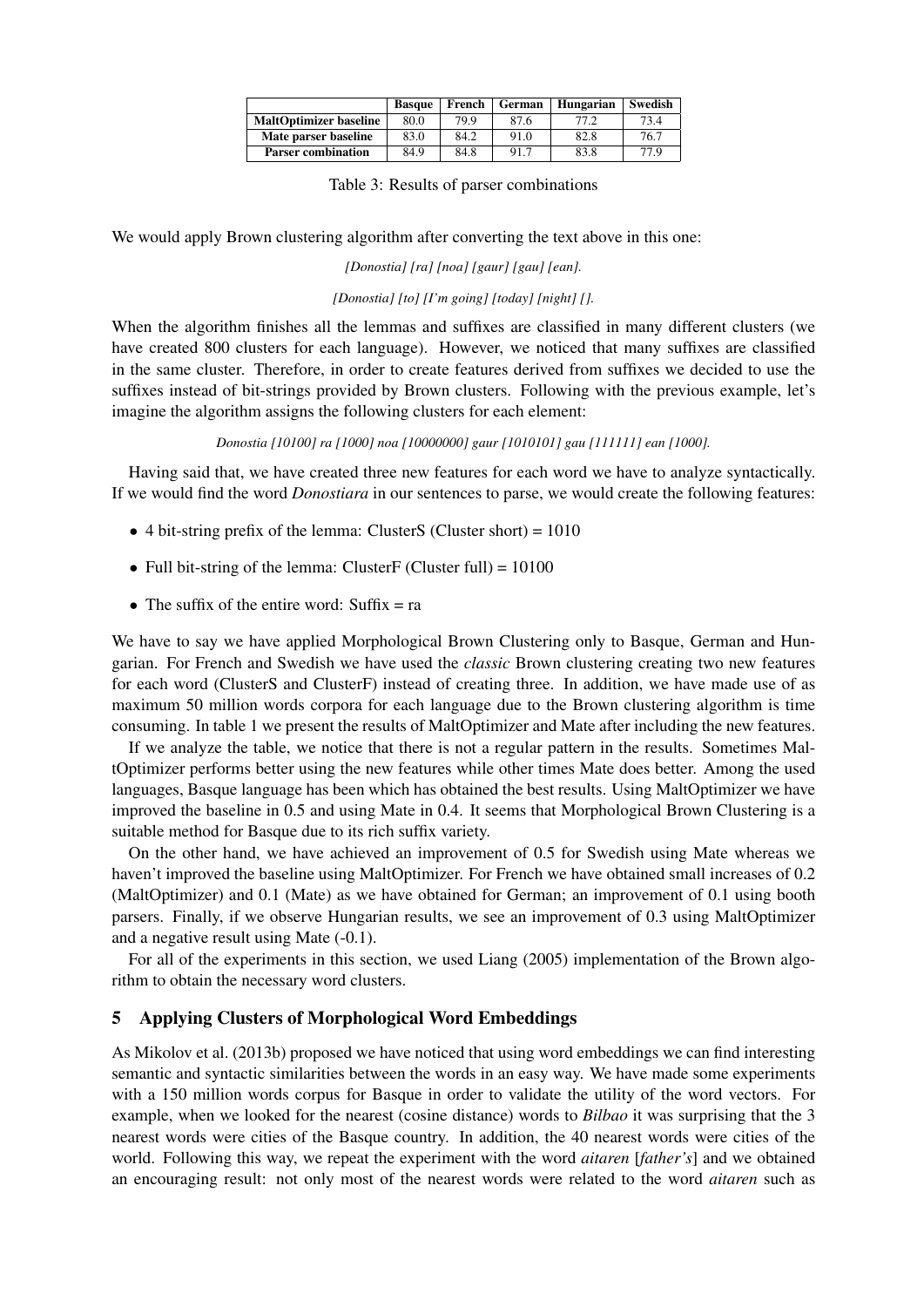| | Basque | French | German | Hungarian | Swedish |
|---|---|---|---|---|---|
| **MaltOptimizer baseline** | 80.0 | 79.9 | 87.6 | 77.2 | 73.4 |
| **Mate parser baseline** | 83.0 | 84.2 | 91.0 | 82.8 | 76.7 |
| **Parser combination** | 84.9 | 84.8 | 91.7 | 83.8 | 77.9 |

Table 3: Results of parser combinations

We would apply Brown clustering algorithm after converting the text above in this one:

*[Donostia] [ra] [noa] [gaur] [gau] [ean].*

*[Donostia] [to] [I'm going] [today] [night] [].*

When the algorithm finishes all the lemmas and suffixes are classified in many different clusters (we have created 800 clusters for each language). However, we noticed that many suffixes are classified in the same cluster. Therefore, in order to create features derived from suffixes we decided to use the suffixes instead of bit-strings provided by Brown clusters. Following with the previous example, let's imagine the algorithm assigns the following clusters for each element:

*Donostia [10100] ra [1000] noa [10000000] gaur [1010101] gau [111111] ean [1000].*

Having said that, we have created three new features for each word we have to analyze syntactically. If we would find the word *Donostiara* in our sentences to parse, we would create the following features:

- 4 bit-string prefix of the lemma: ClusterS (Cluster short) = 1010
- Full bit-string of the lemma: ClusterF (Cluster full) = 10100
- The suffix of the entire word: Suffix = ra

We have to say we have applied Morphological Brown Clustering only to Basque, German and Hungarian. For French and Swedish we have used the *classic* Brown clustering creating two new features for each word (ClusterS and ClusterF) instead of creating three. In addition, we have made use of as maximum 50 million words corpora for each language due to the Brown clustering algorithm is time consuming. In table 1 we present the results of MaltOptimizer and Mate after including the new features.

If we analyze the table, we notice that there is not a regular pattern in the results. Sometimes MaltOptimizer performs better using the new features while other times Mate does better. Among the used languages, Basque language has been which has obtained the best results. Using MaltOptimizer we have improved the baseline in 0.5 and using Mate in 0.4. It seems that Morphological Brown Clustering is a suitable method for Basque due to its rich suffix variety.

On the other hand, we have achieved an improvement of 0.5 for Swedish using Mate whereas we haven't improved the baseline using MaltOptimizer. For French we have obtained small increases of 0.2 (MaltOptimizer) and 0.1 (Mate) as we have obtained for German; an improvement of 0.1 using booth parsers. Finally, if we observe Hungarian results, we see an improvement of 0.3 using MaltOptimizer and a negative result using Mate (-0.1).

For all of the experiments in this section, we used Liang (2005) implementation of the Brown algorithm to obtain the necessary word clusters.

## 5 Applying Clusters of Morphological Word Embeddings

As Mikolov et al. (2013b) proposed we have noticed that using word embeddings we can find interesting semantic and syntactic similarities between the words in an easy way. We have made some experiments with a 150 million words corpus for Basque in order to validate the utility of the word vectors. For example, when we looked for the nearest (cosine distance) words to *Bilbao* it was surprising that the 3 nearest words were cities of the Basque country. In addition, the 40 nearest words were cities of the world. Following this way, we repeat the experiment with the word *aitaren* [*father's*] and we obtained an encouraging result: not only most of the nearest words were related to the word *aitaren* such as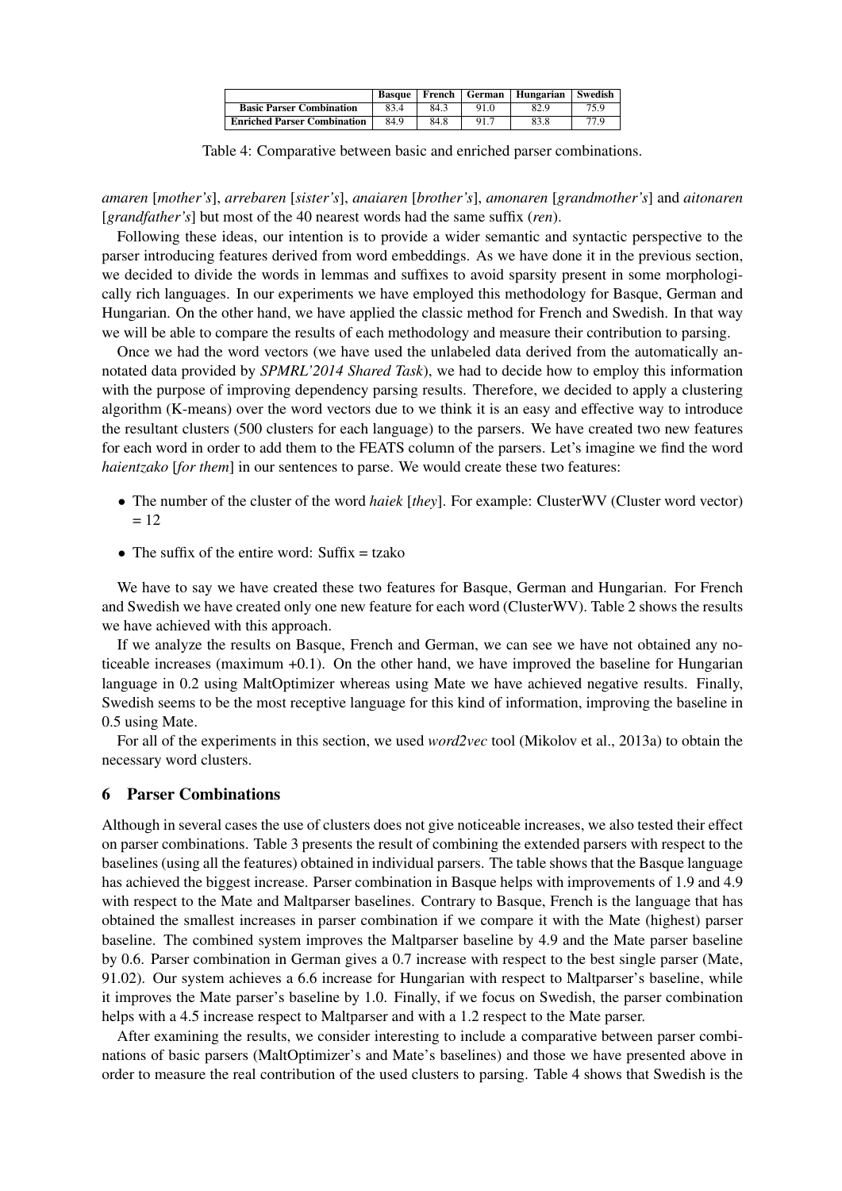| | Basque | French | German | Hungarian | Swedish |
|---|---|---|---|---|---|
| **Basic Parser Combination** | 83.4 | 84.3 | 91.0 | 82.9 | 75.9 |
| **Enriched Parser Combination** | 84.9 | 84.8 | 91.7 | 83.8 | 77.9 |

Table 4: Comparative between basic and enriched parser combinations.

*amaren* [*mother's*], *arrebaren* [*sister's*], *anaiaren* [*brother's*], *amonaren* [*grandmother's*] and *aitonaren* [*grandfather's*] but most of the 40 nearest words had the same suffix (*ren*).

Following these ideas, our intention is to provide a wider semantic and syntactic perspective to the parser introducing features derived from word embeddings. As we have done it in the previous section, we decided to divide the words in lemmas and suffixes to avoid sparsity present in some morphologically rich languages. In our experiments we have employed this methodology for Basque, German and Hungarian. On the other hand, we have applied the classic method for French and Swedish. In that way we will be able to compare the results of each methodology and measure their contribution to parsing.

Once we had the word vectors (we have used the unlabeled data derived from the automatically annotated data provided by *SPMRL'2014 Shared Task*), we had to decide how to employ this information with the purpose of improving dependency parsing results. Therefore, we decided to apply a clustering algorithm (K-means) over the word vectors due to we think it is an easy and effective way to introduce the resultant clusters (500 clusters for each language) to the parsers. We have created two new features for each word in order to add them to the FEATS column of the parsers. Let's imagine we find the word *haientzako* [*for them*] in our sentences to parse. We would create these two features:

- The number of the cluster of the word *haiek* [*they*]. For example: ClusterWV (Cluster word vector) = 12
- The suffix of the entire word: Suffix = tzako

We have to say we have created these two features for Basque, German and Hungarian. For French and Swedish we have created only one new feature for each word (ClusterWV). Table 2 shows the results we have achieved with this approach.

If we analyze the results on Basque, French and German, we can see we have not obtained any noticeable increases (maximum +0.1). On the other hand, we have improved the baseline for Hungarian language in 0.2 using MaltOptimizer whereas using Mate we have achieved negative results. Finally, Swedish seems to be the most receptive language for this kind of information, improving the baseline in 0.5 using Mate.

For all of the experiments in this section, we used *word2vec* tool (Mikolov et al., 2013a) to obtain the necessary word clusters.

## 6 Parser Combinations

Although in several cases the use of clusters does not give noticeable increases, we also tested their effect on parser combinations. Table 3 presents the result of combining the extended parsers with respect to the baselines (using all the features) obtained in individual parsers. The table shows that the Basque language has achieved the biggest increase. Parser combination in Basque helps with improvements of 1.9 and 4.9 with respect to the Mate and Maltparser baselines. Contrary to Basque, French is the language that has obtained the smallest increases in parser combination if we compare it with the Mate (highest) parser baseline. The combined system improves the Maltparser baseline by 4.9 and the Mate parser baseline by 0.6. Parser combination in German gives a 0.7 increase with respect to the best single parser (Mate, 91.02). Our system achieves a 6.6 increase for Hungarian with respect to Maltparser's baseline, while it improves the Mate parser's baseline by 1.0. Finally, if we focus on Swedish, the parser combination helps with a 4.5 increase respect to Maltparser and with a 1.2 respect to the Mate parser.

After examining the results, we consider interesting to include a comparative between parser combinations of basic parsers (MaltOptimizer's and Mate's baselines) and those we have presented above in order to measure the real contribution of the used clusters to parsing. Table 4 shows that Swedish is the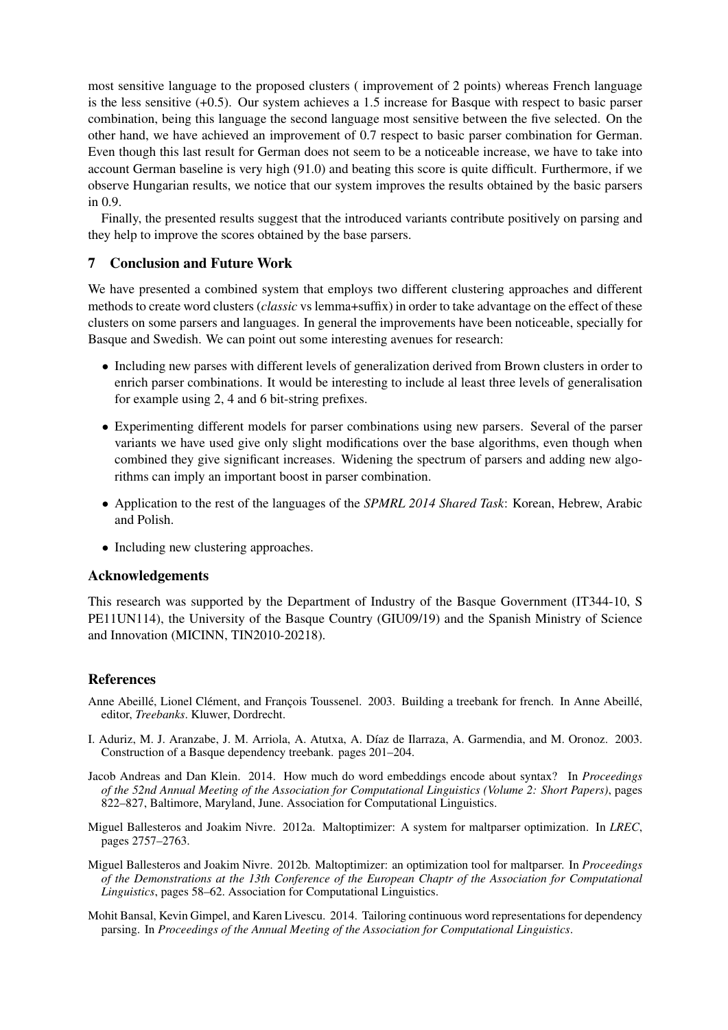most sensitive language to the proposed clusters ( improvement of 2 points) whereas French language is the less sensitive (+0.5). Our system achieves a 1.5 increase for Basque with respect to basic parser combination, being this language the second language most sensitive between the five selected. On the other hand, we have achieved an improvement of 0.7 respect to basic parser combination for German. Even though this last result for German does not seem to be a noticeable increase, we have to take into account German baseline is very high (91.0) and beating this score is quite difficult. Furthermore, if we observe Hungarian results, we notice that our system improves the results obtained by the basic parsers in 0.9.

Finally, the presented results suggest that the introduced variants contribute positively on parsing and they help to improve the scores obtained by the base parsers.

## 7 Conclusion and Future Work

We have presented a combined system that employs two different clustering approaches and different methods to create word clusters (*classic* vs lemma+suffix) in order to take advantage on the effect of these clusters on some parsers and languages. In general the improvements have been noticeable, specially for Basque and Swedish. We can point out some interesting avenues for research:

- Including new parses with different levels of generalization derived from Brown clusters in order to enrich parser combinations. It would be interesting to include al least three levels of generalisation for example using 2, 4 and 6 bit-string prefixes.
- Experimenting different models for parser combinations using new parsers. Several of the parser variants we have used give only slight modifications over the base algorithms, even though when combined they give significant increases. Widening the spectrum of parsers and adding new algorithms can imply an important boost in parser combination.
- Application to the rest of the languages of the *SPMRL 2014 Shared Task*: Korean, Hebrew, Arabic and Polish.
- Including new clustering approaches.

## Acknowledgements

This research was supported by the Department of Industry of the Basque Government (IT344-10, S PE11UN114), the University of the Basque Country (GIU09/19) and the Spanish Ministry of Science and Innovation (MICINN, TIN2010-20218).

## References

Anne Abeillé, Lionel Clément, and François Toussenel. 2003. Building a treebank for french. In Anne Abeillé, editor, *Treebanks*. Kluwer, Dordrecht.

I. Aduriz, M. J. Aranzabe, J. M. Arriola, A. Atutxa, A. Díaz de Ilarraza, A. Garmendia, and M. Oronoz. 2003. Construction of a Basque dependency treebank. pages 201–204.

Jacob Andreas and Dan Klein. 2014. How much do word embeddings encode about syntax? In *Proceedings of the 52nd Annual Meeting of the Association for Computational Linguistics (Volume 2: Short Papers)*, pages 822–827, Baltimore, Maryland, June. Association for Computational Linguistics.

Miguel Ballesteros and Joakim Nivre. 2012a. Maltoptimizer: A system for maltparser optimization. In *LREC*, pages 2757–2763.

Miguel Ballesteros and Joakim Nivre. 2012b. Maltoptimizer: an optimization tool for maltparser. In *Proceedings of the Demonstrations at the 13th Conference of the European Chaptr of the Association for Computational Linguistics*, pages 58–62. Association for Computational Linguistics.

Mohit Bansal, Kevin Gimpel, and Karen Livescu. 2014. Tailoring continuous word representations for dependency parsing. In *Proceedings of the Annual Meeting of the Association for Computational Linguistics*.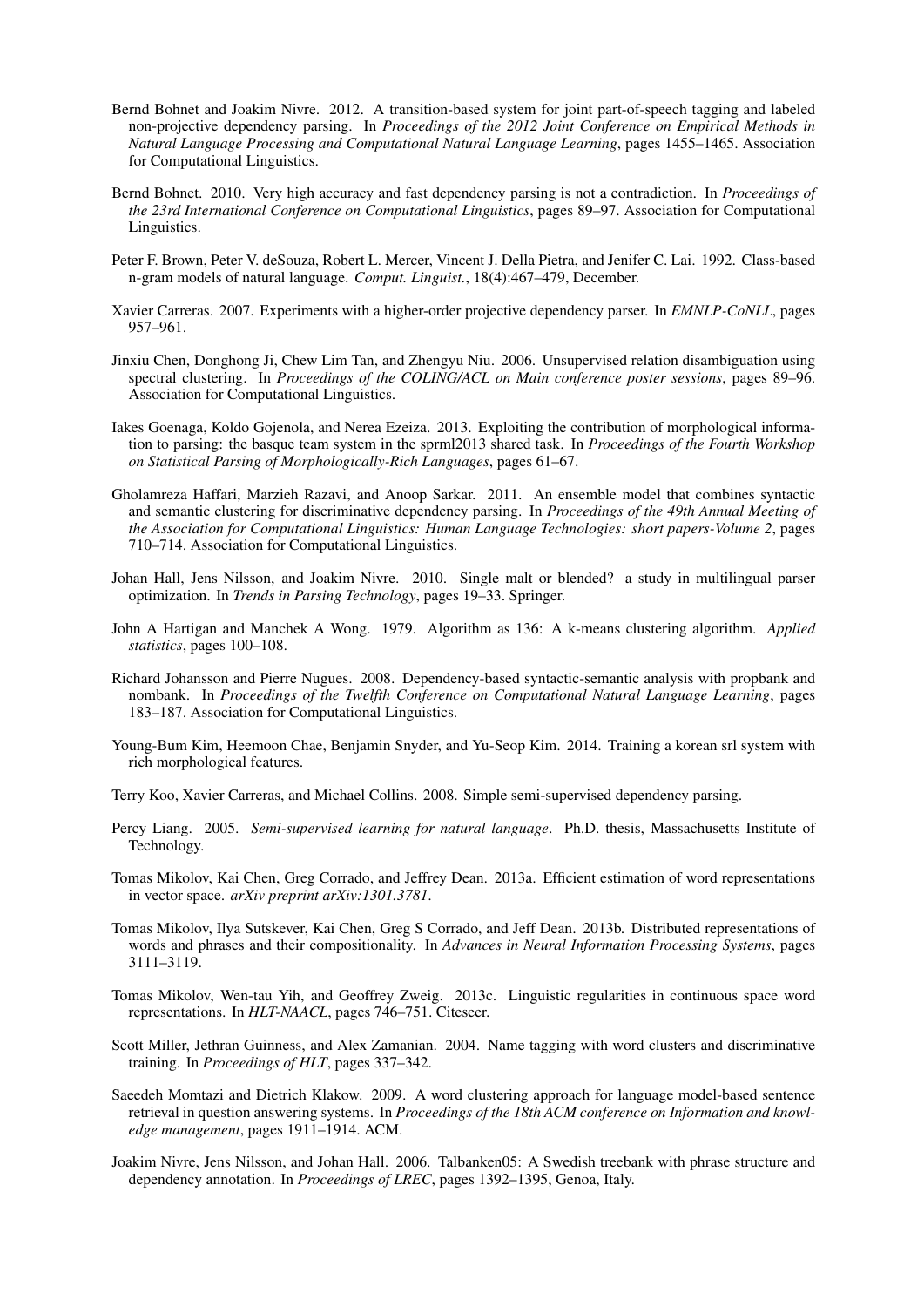Bernd Bohnet and Joakim Nivre. 2012. A transition-based system for joint part-of-speech tagging and labeled non-projective dependency parsing. In *Proceedings of the 2012 Joint Conference on Empirical Methods in Natural Language Processing and Computational Natural Language Learning*, pages 1455–1465. Association for Computational Linguistics.

Bernd Bohnet. 2010. Very high accuracy and fast dependency parsing is not a contradiction. In *Proceedings of the 23rd International Conference on Computational Linguistics*, pages 89–97. Association for Computational Linguistics.

Peter F. Brown, Peter V. deSouza, Robert L. Mercer, Vincent J. Della Pietra, and Jenifer C. Lai. 1992. Class-based n-gram models of natural language. *Comput. Linguist.*, 18(4):467–479, December.

Xavier Carreras. 2007. Experiments with a higher-order projective dependency parser. In *EMNLP-CoNLL*, pages 957–961.

Jinxiu Chen, Donghong Ji, Chew Lim Tan, and Zhengyu Niu. 2006. Unsupervised relation disambiguation using spectral clustering. In *Proceedings of the COLING/ACL on Main conference poster sessions*, pages 89–96. Association for Computational Linguistics.

Iakes Goenaga, Koldo Gojenola, and Nerea Ezeiza. 2013. Exploiting the contribution of morphological information to parsing: the basque team system in the sprml2013 shared task. In *Proceedings of the Fourth Workshop on Statistical Parsing of Morphologically-Rich Languages*, pages 61–67.

Gholamreza Haffari, Marzieh Razavi, and Anoop Sarkar. 2011. An ensemble model that combines syntactic and semantic clustering for discriminative dependency parsing. In *Proceedings of the 49th Annual Meeting of the Association for Computational Linguistics: Human Language Technologies: short papers-Volume 2*, pages 710–714. Association for Computational Linguistics.

Johan Hall, Jens Nilsson, and Joakim Nivre. 2010. Single malt or blended? a study in multilingual parser optimization. In *Trends in Parsing Technology*, pages 19–33. Springer.

John A Hartigan and Manchek A Wong. 1979. Algorithm as 136: A k-means clustering algorithm. *Applied statistics*, pages 100–108.

Richard Johansson and Pierre Nugues. 2008. Dependency-based syntactic-semantic analysis with propbank and nombank. In *Proceedings of the Twelfth Conference on Computational Natural Language Learning*, pages 183–187. Association for Computational Linguistics.

Young-Bum Kim, Heemoon Chae, Benjamin Snyder, and Yu-Seop Kim. 2014. Training a korean srl system with rich morphological features.

Terry Koo, Xavier Carreras, and Michael Collins. 2008. Simple semi-supervised dependency parsing.

Percy Liang. 2005. *Semi-supervised learning for natural language*. Ph.D. thesis, Massachusetts Institute of Technology.

Tomas Mikolov, Kai Chen, Greg Corrado, and Jeffrey Dean. 2013a. Efficient estimation of word representations in vector space. *arXiv preprint arXiv:1301.3781*.

Tomas Mikolov, Ilya Sutskever, Kai Chen, Greg S Corrado, and Jeff Dean. 2013b. Distributed representations of words and phrases and their compositionality. In *Advances in Neural Information Processing Systems*, pages 3111–3119.

Tomas Mikolov, Wen-tau Yih, and Geoffrey Zweig. 2013c. Linguistic regularities in continuous space word representations. In *HLT-NAACL*, pages 746–751. Citeseer.

Scott Miller, Jethran Guinness, and Alex Zamanian. 2004. Name tagging with word clusters and discriminative training. In *Proceedings of HLT*, pages 337–342.

Saeedeh Momtazi and Dietrich Klakow. 2009. A word clustering approach for language model-based sentence retrieval in question answering systems. In *Proceedings of the 18th ACM conference on Information and knowledge management*, pages 1911–1914. ACM.

Joakim Nivre, Jens Nilsson, and Johan Hall. 2006. Talbanken05: A Swedish treebank with phrase structure and dependency annotation. In *Proceedings of LREC*, pages 1392–1395, Genoa, Italy.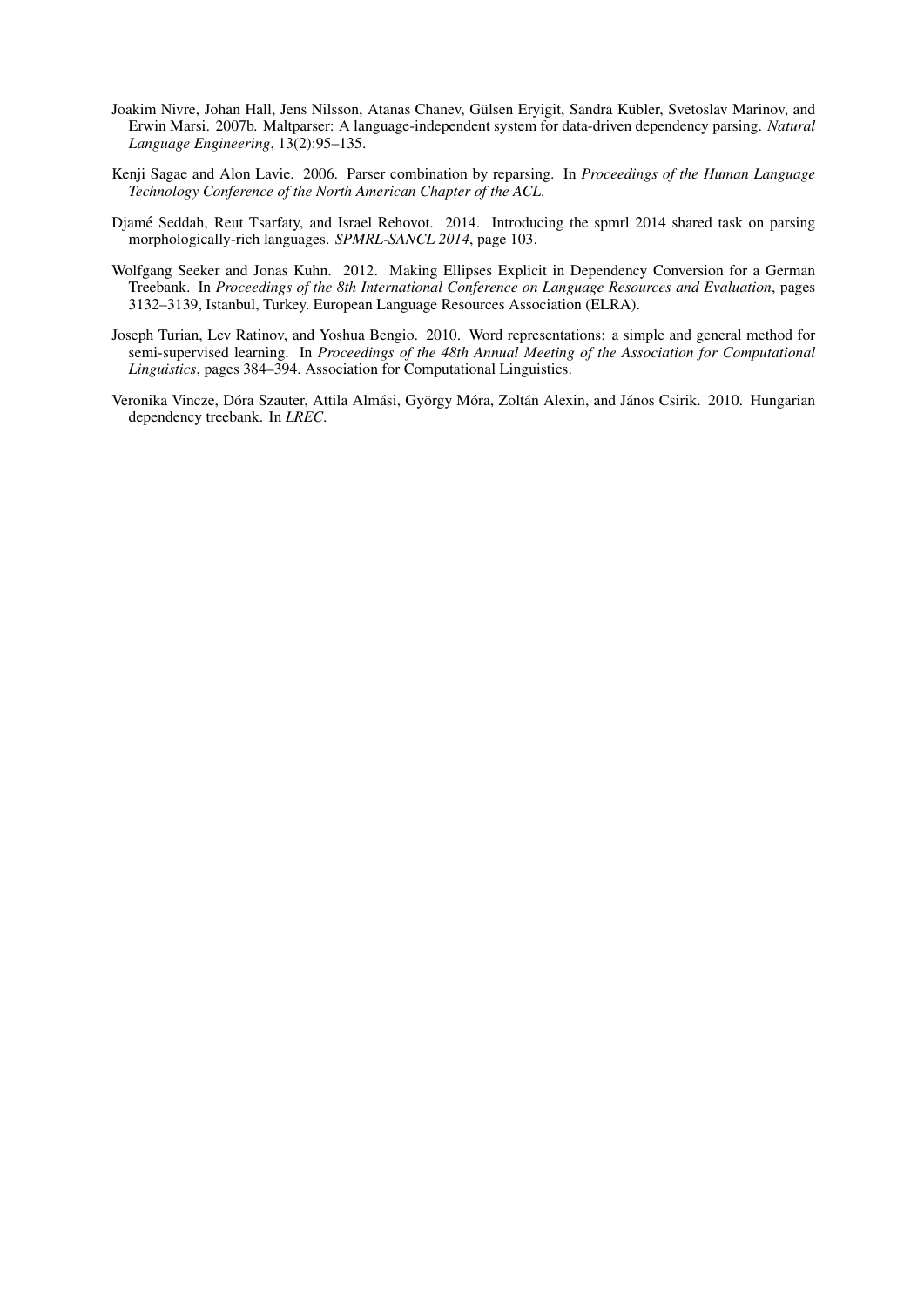Joakim Nivre, Johan Hall, Jens Nilsson, Atanas Chanev, Gülsen Eryigit, Sandra Kübler, Svetoslav Marinov, and Erwin Marsi. 2007b. Maltparser: A language-independent system for data-driven dependency parsing. *Natural Language Engineering*, 13(2):95–135.

Kenji Sagae and Alon Lavie. 2006. Parser combination by reparsing. In *Proceedings of the Human Language Technology Conference of the North American Chapter of the ACL*.

Djamé Seddah, Reut Tsarfaty, and Israel Rehovot. 2014. Introducing the spmrl 2014 shared task on parsing morphologically-rich languages. *SPMRL-SANCL 2014*, page 103.

Wolfgang Seeker and Jonas Kuhn. 2012. Making Ellipses Explicit in Dependency Conversion for a German Treebank. In *Proceedings of the 8th International Conference on Language Resources and Evaluation*, pages 3132–3139, Istanbul, Turkey. European Language Resources Association (ELRA).

Joseph Turian, Lev Ratinov, and Yoshua Bengio. 2010. Word representations: a simple and general method for semi-supervised learning. In *Proceedings of the 48th Annual Meeting of the Association for Computational Linguistics*, pages 384–394. Association for Computational Linguistics.

Veronika Vincze, Dóra Szauter, Attila Almási, György Móra, Zoltán Alexin, and János Csirik. 2010. Hungarian dependency treebank. In *LREC*.